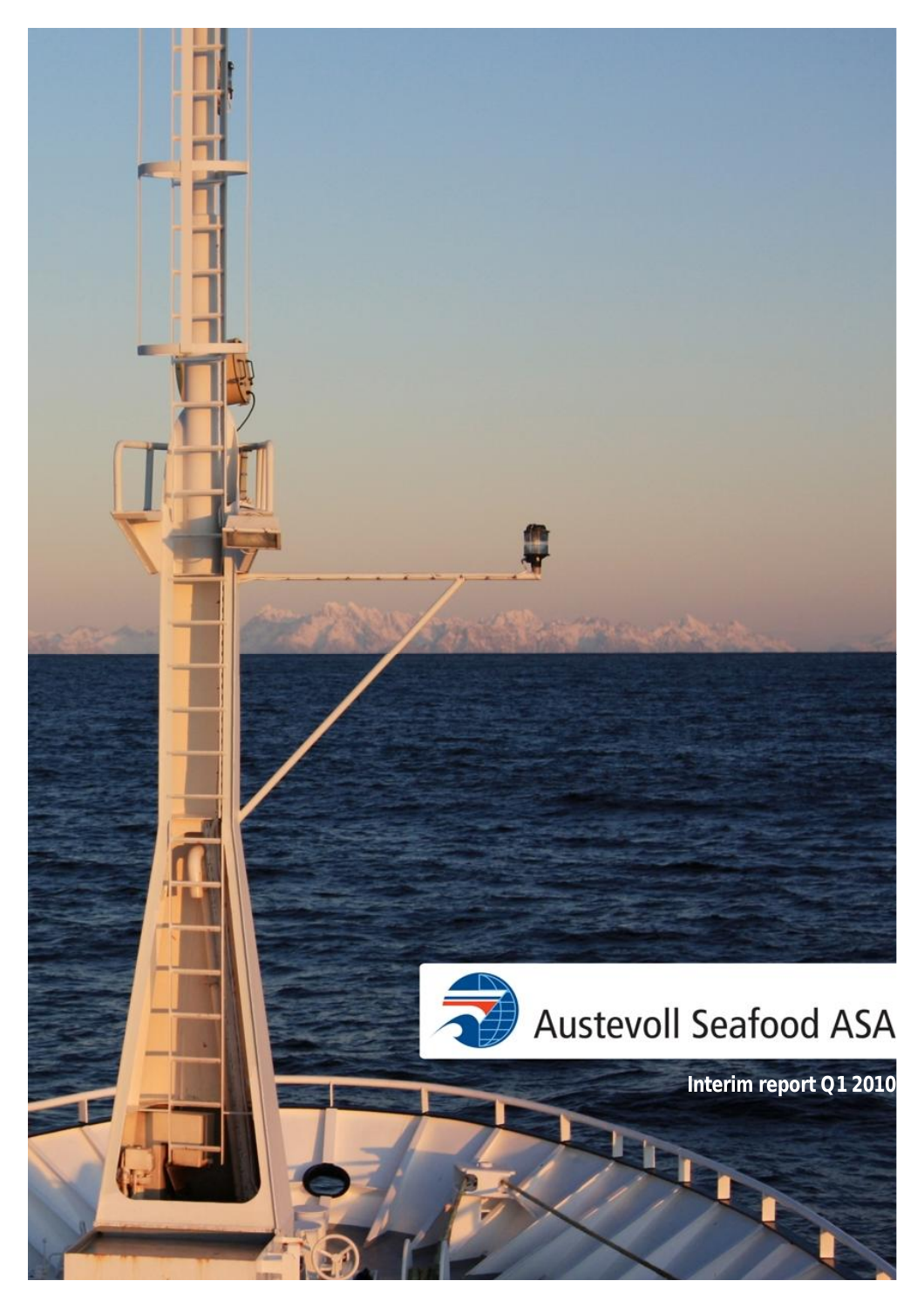Austevoll Seafood ASA

**Interim report Q1 2010**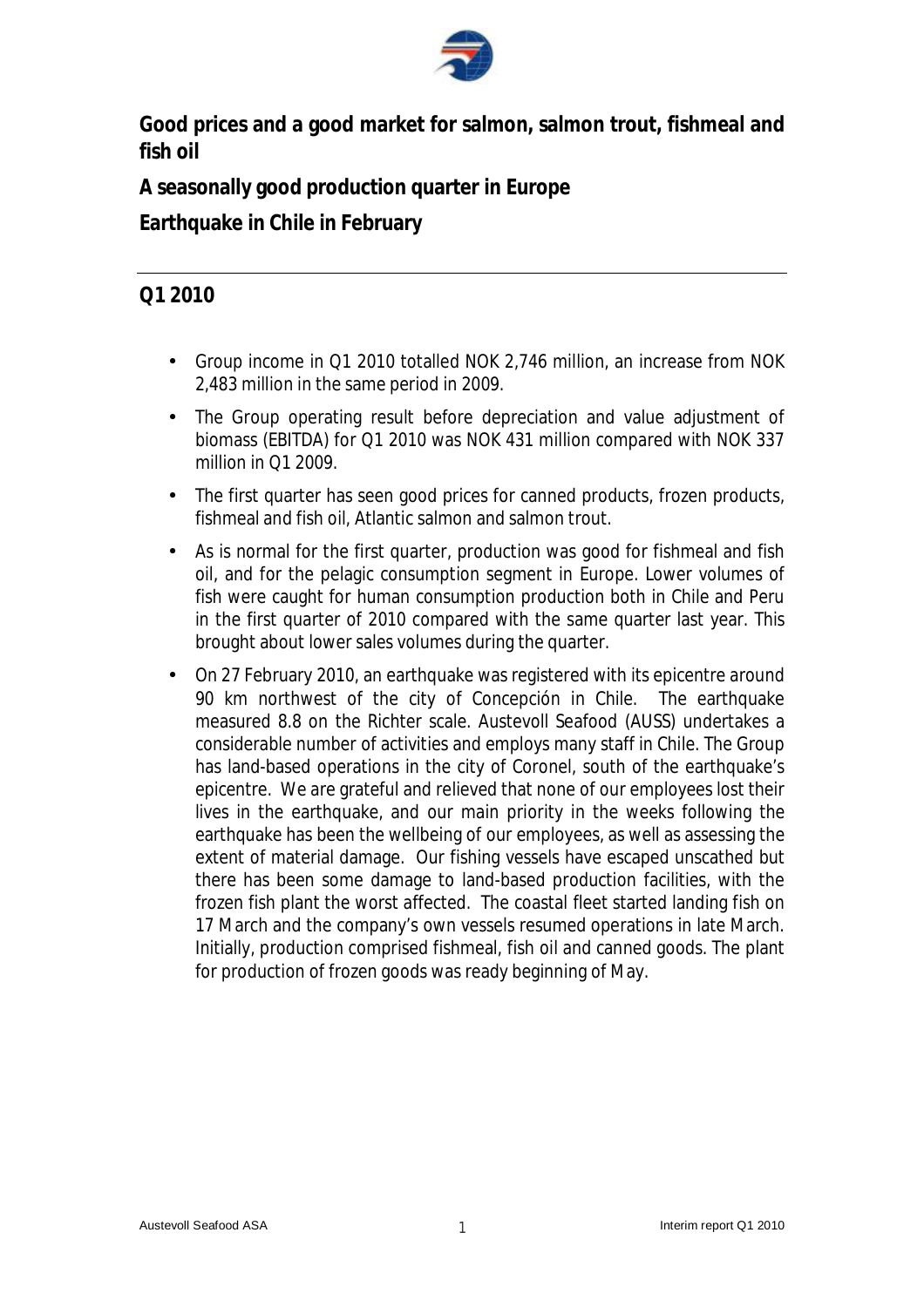**Good prices and a good market for salmon, salmon trout, fishmeal and fish oil**

**A seasonally good production quarter in Europe**

**Earthquake in Chile in February**

## Q1 2010

- Group income in Q1 2010 totalled NOK 2,746 million, an increase from NOK 2,483 million in the same period in 2009.
- The Group operating result before depreciation and value adjustment of biomass (EBITDA) for Q1 2010 was NOK 431 million compared with NOK 337 million in Q1 2009.
- The first quarter has seen good prices for canned products, frozen products, fishmeal and fish oil, Atlantic salmon and salmon trout.
- As is normal for the first quarter, production was good for fishmeal and fish oil, and for the pelagic consumption segment in Europe. Lower volumes of fish were caught for human consumption production both in Chile and Peru in the first quarter of 2010 compared with the same quarter last year. This brought about lower sales volumes during the quarter.
- On 27 February 2010, an earthquake was registered with its epicentre around 90 km northwest of the city of Concepción in Chile. The earthquake measured 8.8 on the Richter scale. Austevoll Seafood (AUSS) undertakes a considerable number of activities and employs many staff in Chile. The Group has land-based operations in the city of Coronel, south of the earthquake's epicentre. We are grateful and relieved that none of our employees lost their lives in the earthquake, and our main priority in the weeks following the earthquake has been the wellbeing of our employees, as well as assessing the extent of material damage. Our fishing vessels have escaped unscathed but there has been some damage to land-based production facilities, with the frozen fish plant the worst affected. The coastal fleet started landing fish on 17 March and the company's own vessels resumed operations in late March. Initially, production comprised fishmeal, fish oil and canned goods. The plant for production of frozen goods was ready beginning of May.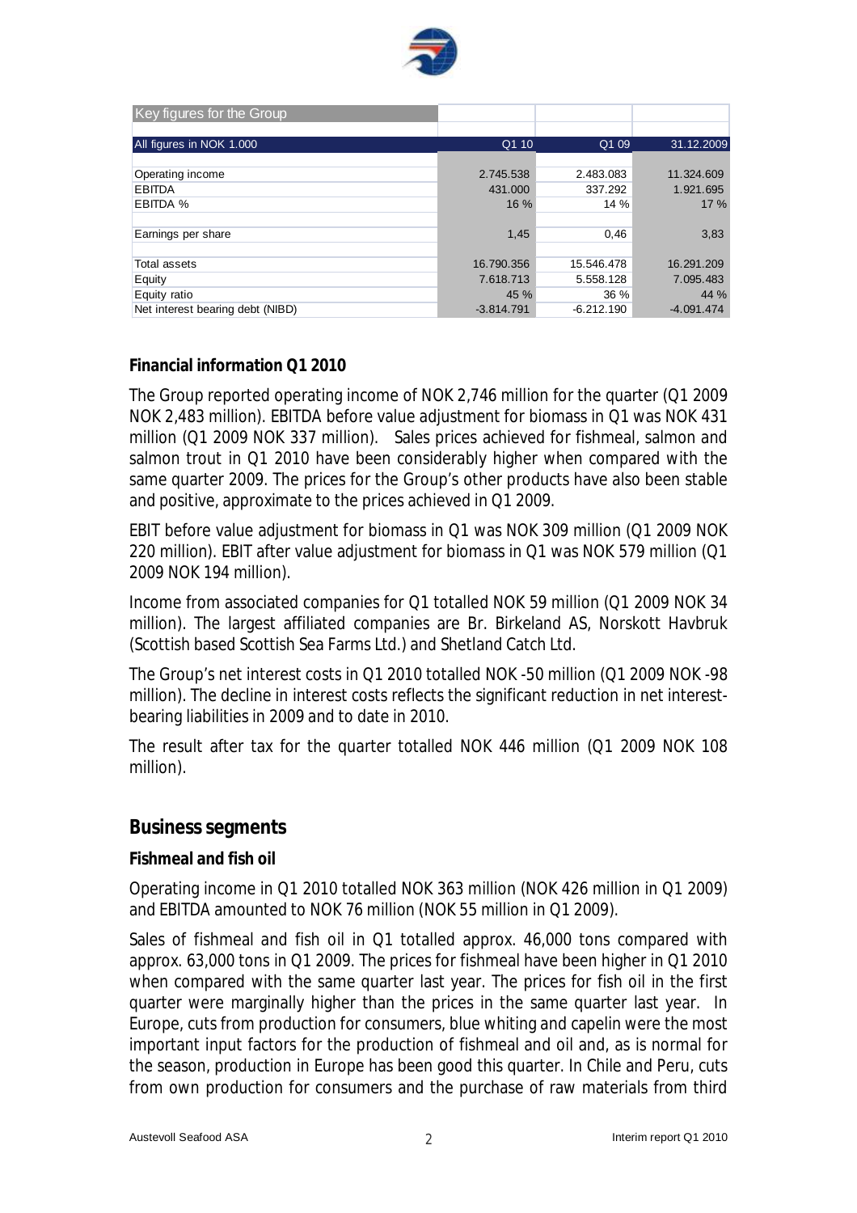| Key figures for the Group | | | |
| --- | --- | --- | --- |
| All figures in NOK 1.000 | Q1 10 | Q1 09 | 31.12.2009 |
| Operating income | 2.745.538 | 2.483.083 | 11.324.609 |
| EBITDA | 431.000 | 337.292 | 1.921.695 |
| EBITDA % | 16 % | 14 % | 17 % |
| Earnings per share | 1,45 | 0,46 | 3,83 |
| Total assets | 16.790.356 | 15.546.478 | 16.291.209 |
| Equity | 7.618.713 | 5.558.128 | 7.095.483 |
| Equity ratio | 45 % | 36 % | 44 % |
| Net interest bearing debt (NIBD) | -3.814.791 | -6.212.190 | -4.091.474 |

### Financial information Q1 2010

The Group reported operating income of NOK 2,746 million for the quarter (Q1 2009 NOK 2,483 million). EBITDA before value adjustment for biomass in Q1 was NOK 431 million (Q1 2009 NOK 337 million). Sales prices achieved for fishmeal, salmon and salmon trout in Q1 2010 have been considerably higher when compared with the same quarter 2009. The prices for the Group's other products have also been stable and positive, approximate to the prices achieved in Q1 2009.

EBIT before value adjustment for biomass in Q1 was NOK 309 million (Q1 2009 NOK 220 million). EBIT after value adjustment for biomass in Q1 was NOK 579 million (Q1 2009 NOK 194 million).

Income from associated companies for Q1 totalled NOK 59 million (Q1 2009 NOK 34 million). The largest affiliated companies are Br. Birkeland AS, Norskott Havbruk (Scottish based Scottish Sea Farms Ltd.) and Shetland Catch Ltd.

The Group's net interest costs in Q1 2010 totalled NOK -50 million (Q1 2009 NOK -98 million). The decline in interest costs reflects the significant reduction in net interest-bearing liabilities in 2009 and to date in 2010.

The result after tax for the quarter totalled NOK 446 million (Q1 2009 NOK 108 million).

## Business segments

### Fishmeal and fish oil

Operating income in Q1 2010 totalled NOK 363 million (NOK 426 million in Q1 2009) and EBITDA amounted to NOK 76 million (NOK 55 million in Q1 2009).

Sales of fishmeal and fish oil in Q1 totalled approx. 46,000 tons compared with approx. 63,000 tons in Q1 2009. The prices for fishmeal have been higher in Q1 2010 when compared with the same quarter last year. The prices for fish oil in the first quarter were marginally higher than the prices in the same quarter last year. In Europe, cuts from production for consumers, blue whiting and capelin were the most important input factors for the production of fishmeal and oil and, as is normal for the season, production in Europe has been good this quarter. In Chile and Peru, cuts from own production for consumers and the purchase of raw materials from third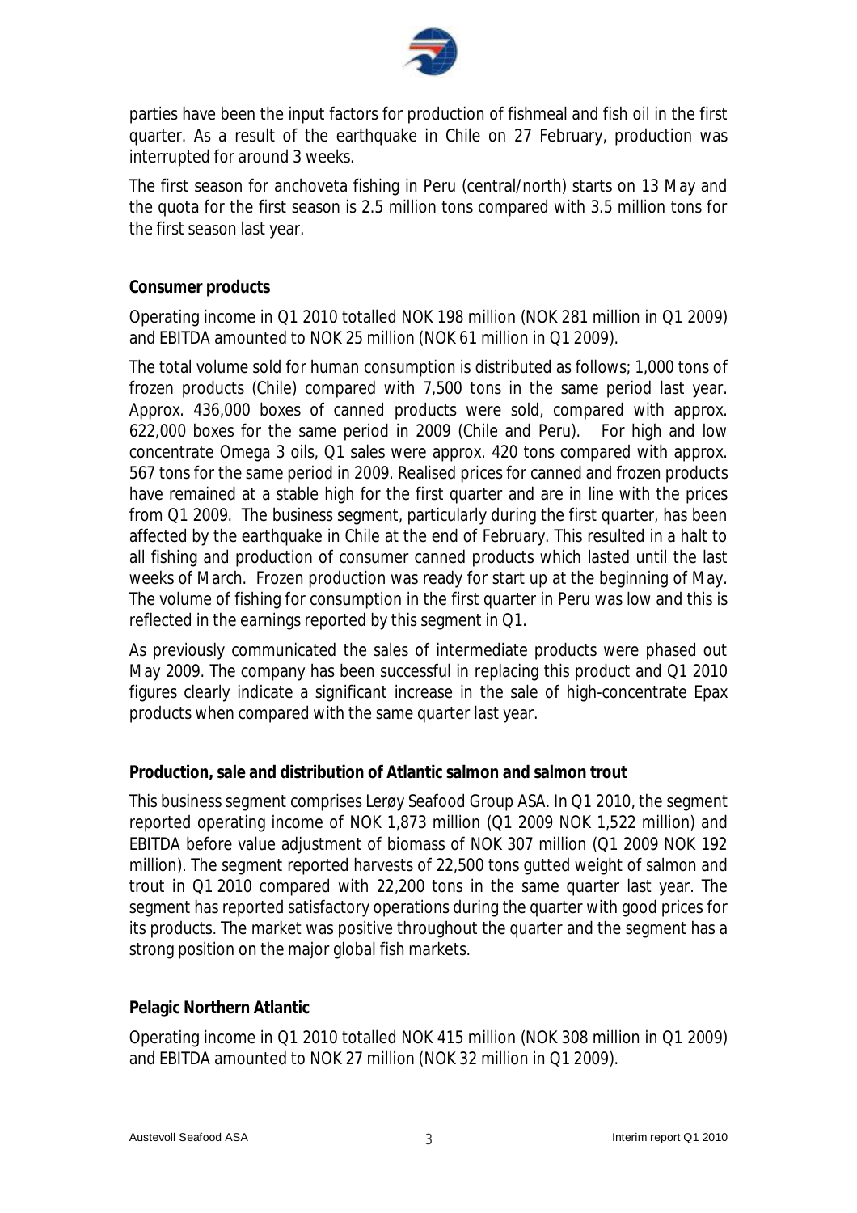parties have been the input factors for production of fishmeal and fish oil in the first quarter. As a result of the earthquake in Chile on 27 February, production was interrupted for around 3 weeks.

The first season for anchoveta fishing in Peru (central/north) starts on 13 May and the quota for the first season is 2.5 million tons compared with 3.5 million tons for the first season last year.

**Consumer products**

Operating income in Q1 2010 totalled NOK 198 million (NOK 281 million in Q1 2009) and EBITDA amounted to NOK 25 million (NOK 61 million in Q1 2009).

The total volume sold for human consumption is distributed as follows; 1,000 tons of frozen products (Chile) compared with 7,500 tons in the same period last year. Approx. 436,000 boxes of canned products were sold, compared with approx. 622,000 boxes for the same period in 2009 (Chile and Peru). For high and low concentrate Omega 3 oils, Q1 sales were approx. 420 tons compared with approx. 567 tons for the same period in 2009. Realised prices for canned and frozen products have remained at a stable high for the first quarter and are in line with the prices from Q1 2009. The business segment, particularly during the first quarter, has been affected by the earthquake in Chile at the end of February. This resulted in a halt to all fishing and production of consumer canned products which lasted until the last weeks of March. Frozen production was ready for start up at the beginning of May. The volume of fishing for consumption in the first quarter in Peru was low and this is reflected in the earnings reported by this segment in Q1.

As previously communicated the sales of intermediate products were phased out May 2009. The company has been successful in replacing this product and Q1 2010 figures clearly indicate a significant increase in the sale of high-concentrate Epax products when compared with the same quarter last year.

**Production, sale and distribution of Atlantic salmon and salmon trout**

This business segment comprises Lerøy Seafood Group ASA. In Q1 2010, the segment reported operating income of NOK 1,873 million (Q1 2009 NOK 1,522 million) and EBITDA before value adjustment of biomass of NOK 307 million (Q1 2009 NOK 192 million). The segment reported harvests of 22,500 tons gutted weight of salmon and trout in Q1 2010 compared with 22,200 tons in the same quarter last year. The segment has reported satisfactory operations during the quarter with good prices for its products. The market was positive throughout the quarter and the segment has a strong position on the major global fish markets.

**Pelagic Northern Atlantic**

Operating income in Q1 2010 totalled NOK 415 million (NOK 308 million in Q1 2009) and EBITDA amounted to NOK 27 million (NOK 32 million in Q1 2009).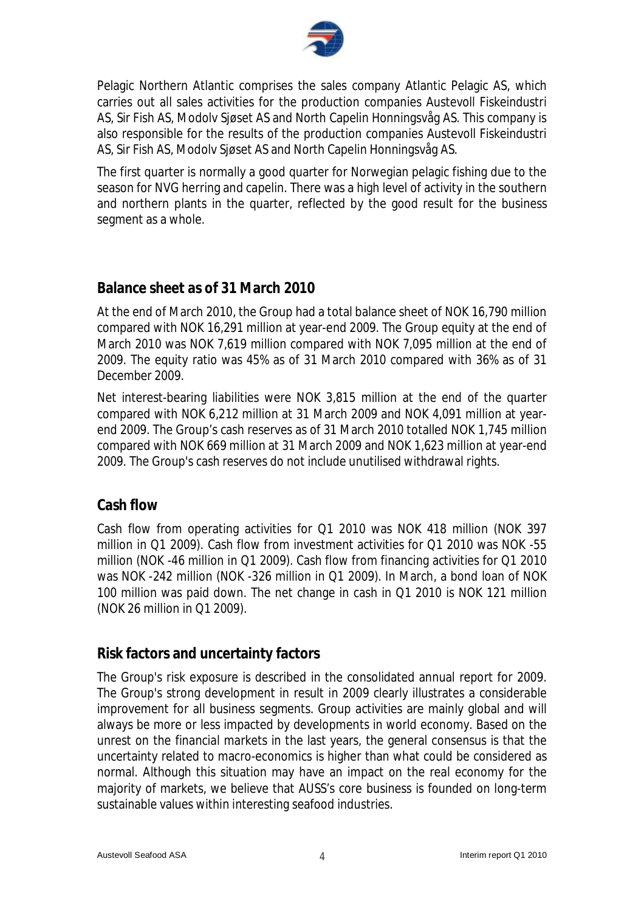Pelagic Northern Atlantic comprises the sales company Atlantic Pelagic AS, which carries out all sales activities for the production companies Austevoll Fiskeindustri AS, Sir Fish AS, Modolv Sjøset AS and North Capelin Honningsvåg AS. This company is also responsible for the results of the production companies Austevoll Fiskeindustri AS, Sir Fish AS, Modolv Sjøset AS and North Capelin Honningsvåg AS.

The first quarter is normally a good quarter for Norwegian pelagic fishing due to the season for NVG herring and capelin. There was a high level of activity in the southern and northern plants in the quarter, reflected by the good result for the business segment as a whole.

## Balance sheet as of 31 March 2010

At the end of March 2010, the Group had a total balance sheet of NOK 16,790 million compared with NOK 16,291 million at year-end 2009. The Group equity at the end of March 2010 was NOK 7,619 million compared with NOK 7,095 million at the end of 2009. The equity ratio was 45% as of 31 March 2010 compared with 36% as of 31 December 2009.

Net interest-bearing liabilities were NOK 3,815 million at the end of the quarter compared with NOK 6,212 million at 31 March 2009 and NOK 4,091 million at year-end 2009. The Group's cash reserves as of 31 March 2010 totalled NOK 1,745 million compared with NOK 669 million at 31 March 2009 and NOK 1,623 million at year-end 2009. The Group's cash reserves do not include unutilised withdrawal rights.

## Cash flow

Cash flow from operating activities for Q1 2010 was NOK 418 million (NOK 397 million in Q1 2009). Cash flow from investment activities for Q1 2010 was NOK -55 million (NOK -46 million in Q1 2009). Cash flow from financing activities for Q1 2010 was NOK -242 million (NOK -326 million in Q1 2009). In March, a bond loan of NOK 100 million was paid down. The net change in cash in Q1 2010 is NOK 121 million (NOK 26 million in Q1 2009).

## Risk factors and uncertainty factors

The Group's risk exposure is described in the consolidated annual report for 2009. The Group's strong development in result in 2009 clearly illustrates a considerable improvement for all business segments. Group activities are mainly global and will always be more or less impacted by developments in world economy. Based on the unrest on the financial markets in the last years, the general consensus is that the uncertainty related to macro-economics is higher than what could be considered as normal. Although this situation may have an impact on the real economy for the majority of markets, we believe that AUSS's core business is founded on long-term sustainable values within interesting seafood industries.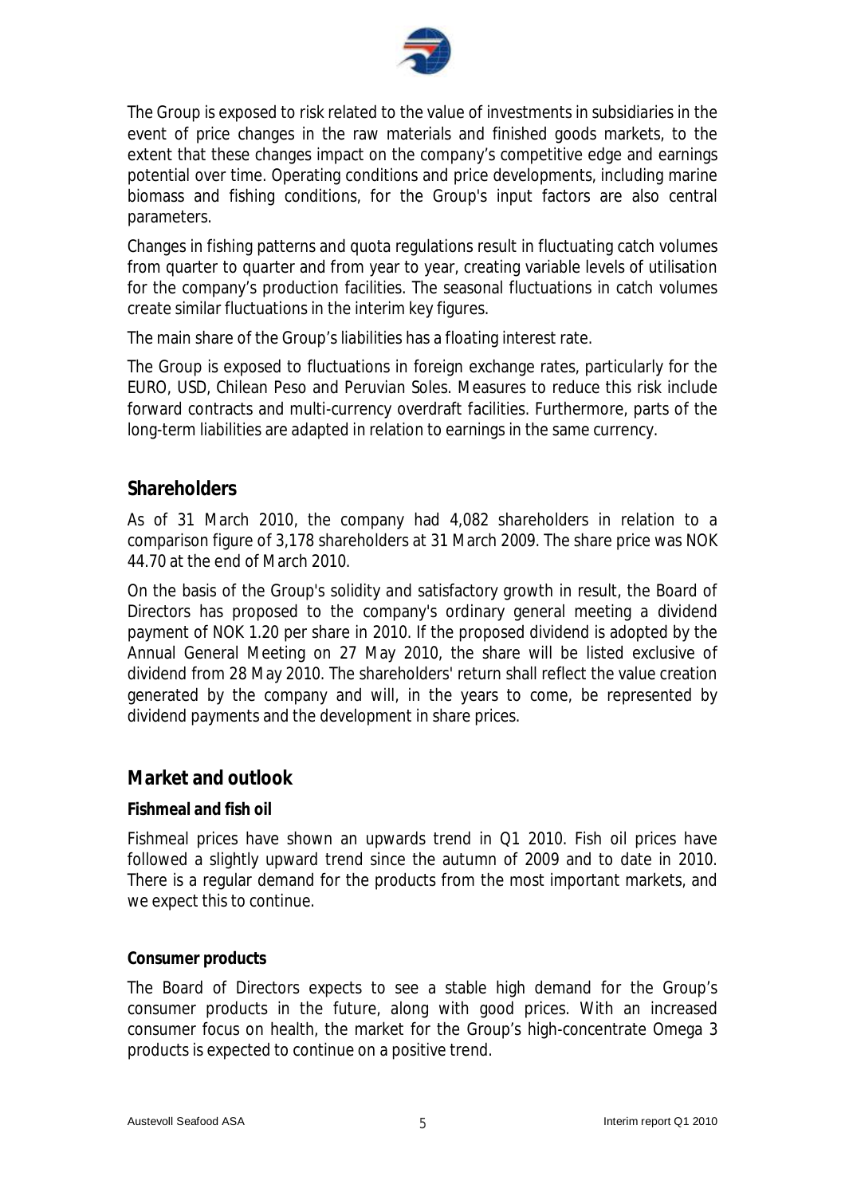The Group is exposed to risk related to the value of investments in subsidiaries in the event of price changes in the raw materials and finished goods markets, to the extent that these changes impact on the company's competitive edge and earnings potential over time. Operating conditions and price developments, including marine biomass and fishing conditions, for the Group's input factors are also central parameters.

Changes in fishing patterns and quota regulations result in fluctuating catch volumes from quarter to quarter and from year to year, creating variable levels of utilisation for the company's production facilities. The seasonal fluctuations in catch volumes create similar fluctuations in the interim key figures.

The main share of the Group's liabilities has a floating interest rate.

The Group is exposed to fluctuations in foreign exchange rates, particularly for the EURO, USD, Chilean Peso and Peruvian Soles. Measures to reduce this risk include forward contracts and multi-currency overdraft facilities. Furthermore, parts of the long-term liabilities are adapted in relation to earnings in the same currency.

## Shareholders

As of 31 March 2010, the company had 4,082 shareholders in relation to a comparison figure of 3,178 shareholders at 31 March 2009. The share price was NOK 44.70 at the end of March 2010.

On the basis of the Group's solidity and satisfactory growth in result, the Board of Directors has proposed to the company's ordinary general meeting a dividend payment of NOK 1.20 per share in 2010. If the proposed dividend is adopted by the Annual General Meeting on 27 May 2010, the share will be listed exclusive of dividend from 28 May 2010. The shareholders' return shall reflect the value creation generated by the company and will, in the years to come, be represented by dividend payments and the development in share prices.

## Market and outlook

**Fishmeal and fish oil**

Fishmeal prices have shown an upwards trend in Q1 2010. Fish oil prices have followed a slightly upward trend since the autumn of 2009 and to date in 2010. There is a regular demand for the products from the most important markets, and we expect this to continue.

**Consumer products**

The Board of Directors expects to see a stable high demand for the Group's consumer products in the future, along with good prices. With an increased consumer focus on health, the market for the Group's high-concentrate Omega 3 products is expected to continue on a positive trend.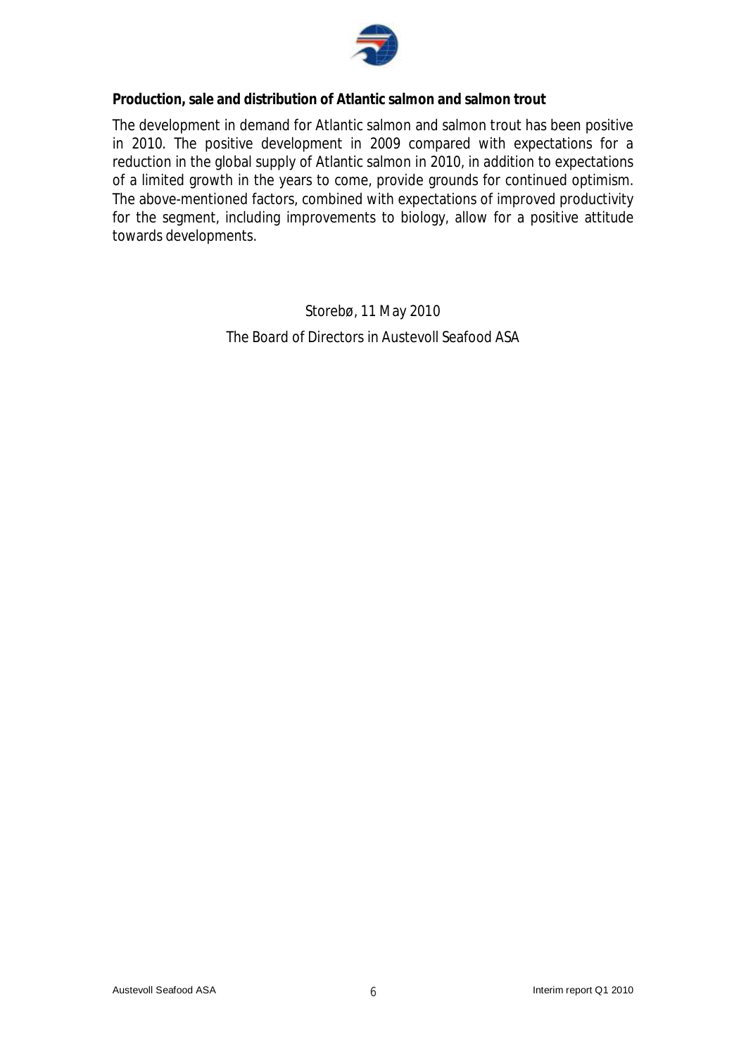**Production, sale and distribution of Atlantic salmon and salmon trout**

The development in demand for Atlantic salmon and salmon trout has been positive in 2010. The positive development in 2009 compared with expectations for a reduction in the global supply of Atlantic salmon in 2010, in addition to expectations of a limited growth in the years to come, provide grounds for continued optimism. The above-mentioned factors, combined with expectations of improved productivity for the segment, including improvements to biology, allow for a positive attitude towards developments.

Storebø, 11 May 2010

The Board of Directors in Austevoll Seafood ASA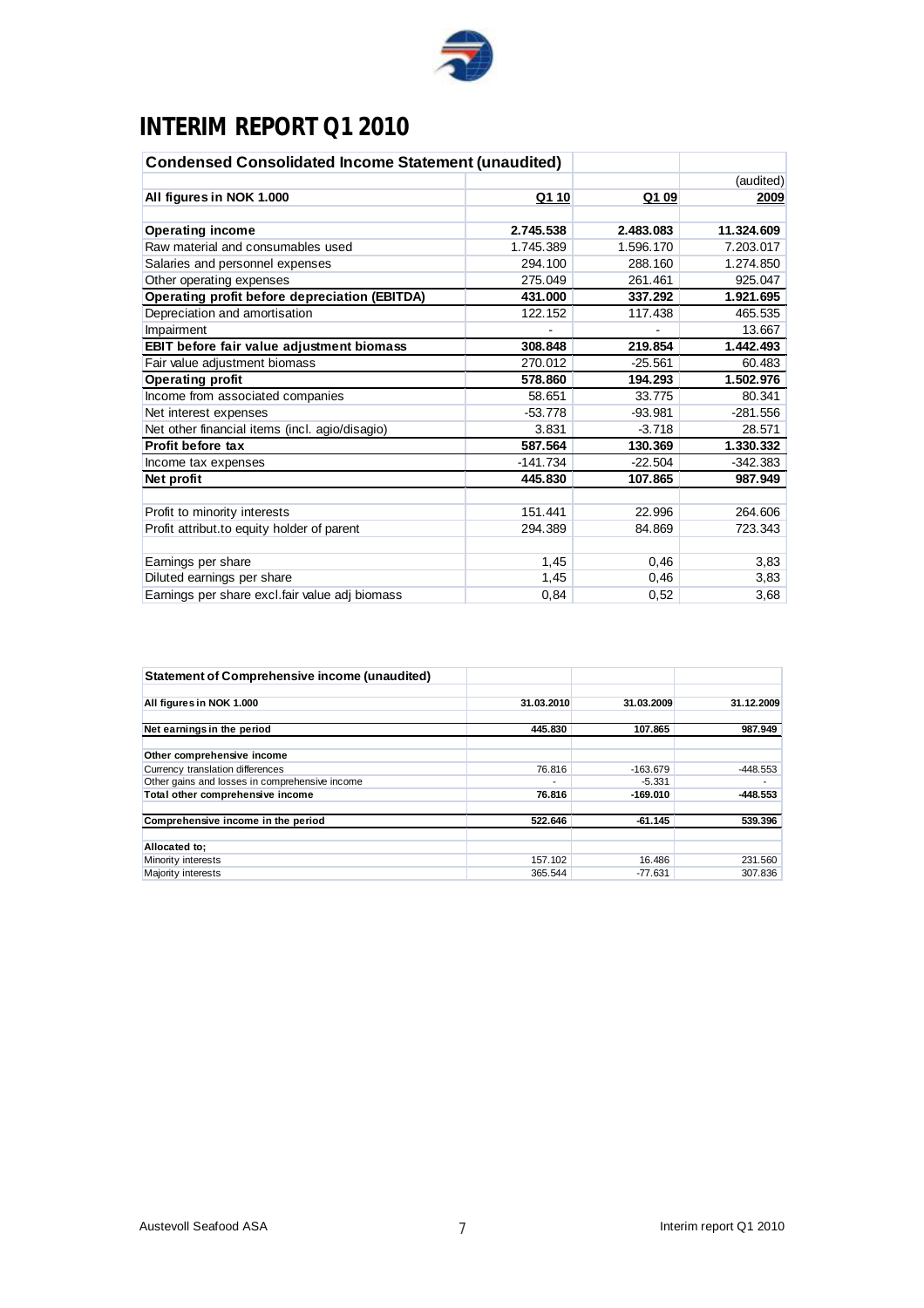# INTERIM REPORT Q1 2010

| Condensed Consolidated Income Statement (unaudited) | | | |
|---|---|---|---|
| | | | (audited) |
| **All figures in NOK 1.000** | **Q1 10** | **Q1 09** | **2009** |
| **Operating income** | **2.745.538** | **2.483.083** | **11.324.609** |
| Raw material and consumables used | 1.745.389 | 1.596.170 | 7.203.017 |
| Salaries and personnel expenses | 294.100 | 288.160 | 1.274.850 |
| Other operating expenses | 275.049 | 261.461 | 925.047 |
| **Operating profit before depreciation (EBITDA)** | **431.000** | **337.292** | **1.921.695** |
| Depreciation and amortisation | 122.152 | 117.438 | 465.535 |
| Impairment | - | - | 13.667 |
| **EBIT before fair value adjustment biomass** | **308.848** | **219.854** | **1.442.493** |
| Fair value adjustment biomass | 270.012 | -25.561 | 60.483 |
| **Operating profit** | **578.860** | **194.293** | **1.502.976** |
| Income from associated companies | 58.651 | 33.775 | 80.341 |
| Net interest expenses | -53.778 | -93.981 | -281.556 |
| Net other financial items (incl. agio/disagio) | 3.831 | -3.718 | 28.571 |
| **Profit before tax** | **587.564** | **130.369** | **1.330.332** |
| Income tax expenses | -141.734 | -22.504 | -342.383 |
| **Net profit** | **445.830** | **107.865** | **987.949** |
| Profit to minority interests | 151.441 | 22.996 | 264.606 |
| Profit attribut.to equity holder of parent | 294.389 | 84.869 | 723.343 |
| Earnings per share | 1,45 | 0,46 | 3,83 |
| Diluted earnings per share | 1,45 | 0,46 | 3,83 |
| Earnings per share excl.fair value adj biomass | 0,84 | 0,52 | 3,68 |

| Statement of Comprehensive income (unaudited) | | | |
|---|---|---|---|
| **All figures in NOK 1.000** | **31.03.2010** | **31.03.2009** | **31.12.2009** |
| **Net earnings in the period** | **445.830** | **107.865** | **987.949** |
| **Other comprehensive income** | | | |
| Currency translation differences | 76.816 | -163.679 | -448.553 |
| Other gains and losses in comprehensive income | - | -5.331 | - |
| **Total other comprehensive income** | **76.816** | **-169.010** | **-448.553** |
| **Comprehensive income in the period** | **522.646** | **-61.145** | **539.396** |
| **Allocated to;** | | | |
| Minority interests | 157.102 | 16.486 | 231.560 |
| Majority interests | 365.544 | -77.631 | 307.836 |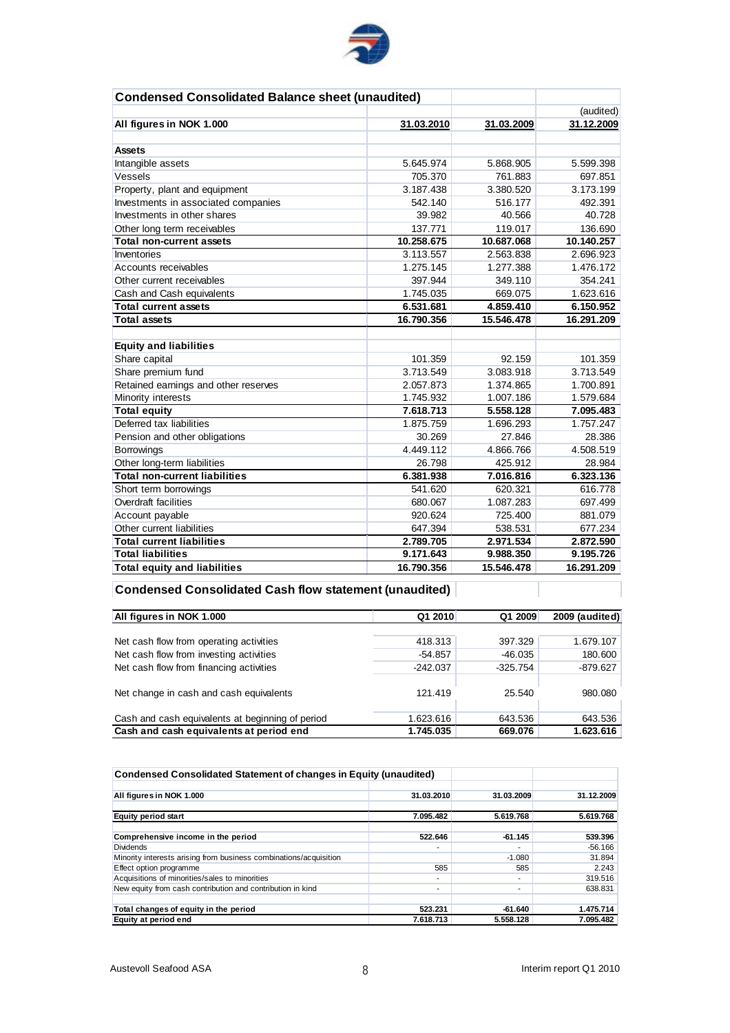## Condensed Consolidated Balance sheet (unaudited)

| All figures in NOK 1.000 | 31.03.2010 | 31.03.2009 | (audited) 31.12.2009 |
|---|---|---|---|
| **Assets** | | | |
| Intangible assets | 5.645.974 | 5.868.905 | 5.599.398 |
| Vessels | 705.370 | 761.883 | 697.851 |
| Property, plant and equipment | 3.187.438 | 3.380.520 | 3.173.199 |
| Investments in associated companies | 542.140 | 516.177 | 492.391 |
| Investments in other shares | 39.982 | 40.566 | 40.728 |
| Other long term receivables | 137.771 | 119.017 | 136.690 |
| **Total non-current assets** | **10.258.675** | **10.687.068** | **10.140.257** |
| Inventories | 3.113.557 | 2.563.838 | 2.696.923 |
| Accounts receivables | 1.275.145 | 1.277.388 | 1.476.172 |
| Other current receivables | 397.944 | 349.110 | 354.241 |
| Cash and Cash equivalents | 1.745.035 | 669.075 | 1.623.616 |
| **Total current assets** | **6.531.681** | **4.859.410** | **6.150.952** |
| **Total assets** | **16.790.356** | **15.546.478** | **16.291.209** |
| **Equity and liabilities** | | | |
| Share capital | 101.359 | 92.159 | 101.359 |
| Share premium fund | 3.713.549 | 3.083.918 | 3.713.549 |
| Retained earnings and other reserves | 2.057.873 | 1.374.865 | 1.700.891 |
| Minority interests | 1.745.932 | 1.007.186 | 1.579.684 |
| **Total equity** | **7.618.713** | **5.558.128** | **7.095.483** |
| Deferred tax liabilities | 1.875.759 | 1.696.293 | 1.757.247 |
| Pension and other obligations | 30.269 | 27.846 | 28.386 |
| Borrowings | 4.449.112 | 4.866.766 | 4.508.519 |
| Other long-term liabilities | 26.798 | 425.912 | 28.984 |
| **Total non-current liabilities** | **6.381.938** | **7.016.816** | **6.323.136** |
| Short term borrowings | 541.620 | 620.321 | 616.778 |
| Overdraft facilities | 680.067 | 1.087.283 | 697.499 |
| Account payable | 920.624 | 725.400 | 881.079 |
| Other current liabilities | 647.394 | 538.531 | 677.234 |
| **Total current liabilities** | **2.789.705** | **2.971.534** | **2.872.590** |
| **Total liabilities** | **9.171.643** | **9.988.350** | **9.195.726** |
| **Total equity and liabilities** | **16.790.356** | **15.546.478** | **16.291.209** |

## Condensed Consolidated Cash flow statement (unaudited)

| All figures in NOK 1.000 | Q1 2010 | Q1 2009 | 2009 (audited) |
|---|---|---|---|
| Net cash flow from operating activities | 418.313 | 397.329 | 1.679.107 |
| Net cash flow from investing activities | -54.857 | -46.035 | 180.600 |
| Net cash flow from financing activities | -242.037 | -325.754 | -879.627 |
| Net change in cash and cash equivalents | 121.419 | 25.540 | 980.080 |
| Cash and cash equivalents at beginning of period | 1.623.616 | 643.536 | 643.536 |
| **Cash and cash equivalents at period end** | **1.745.035** | **669.076** | **1.623.616** |

## Condensed Consolidated Statement of changes in Equity (unaudited)

| All figures in NOK 1.000 | 31.03.2010 | 31.03.2009 | 31.12.2009 |
|---|---|---|---|
| **Equity period start** | **7.095.482** | **5.619.768** | **5.619.768** |
| **Comprehensive income in the period** | **522.646** | **-61.145** | **539.396** |
| Dividends | - | - | -56.166 |
| Minority interests arising from business combinations/acquisition | | -1.080 | 31.894 |
| Effect option programme | 585 | 585 | 2.243 |
| Acquisitions of minorities/sales to minorities | - | - | 319.516 |
| New equity from cash contribution and contribution in kind | - | - | 638.831 |
| **Total changes of equity in the period** | **523.231** | **-61.640** | **1.475.714** |
| **Equity at period end** | **7.618.713** | **5.558.128** | **7.095.482** |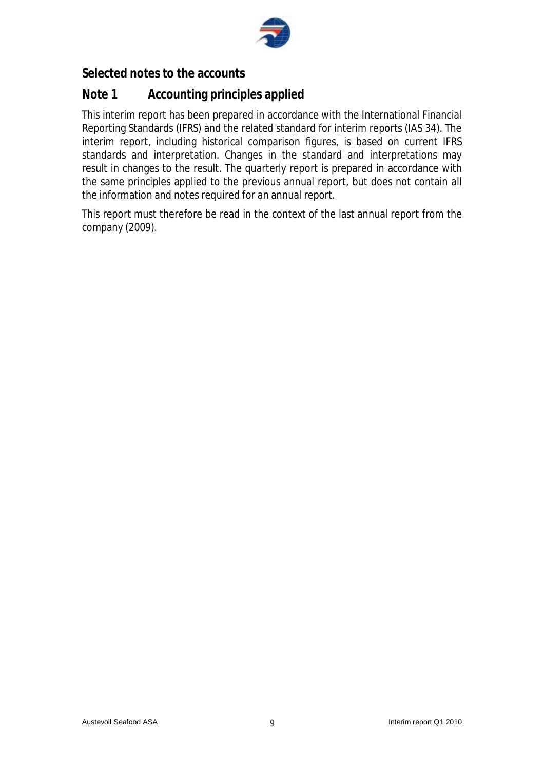## Selected notes to the accounts

### Note 1 Accounting principles applied

This interim report has been prepared in accordance with the International Financial Reporting Standards (IFRS) and the related standard for interim reports (IAS 34). The interim report, including historical comparison figures, is based on current IFRS standards and interpretation. Changes in the standard and interpretations may result in changes to the result. The quarterly report is prepared in accordance with the same principles applied to the previous annual report, but does not contain all the information and notes required for an annual report.

This report must therefore be read in the context of the last annual report from the company (2009).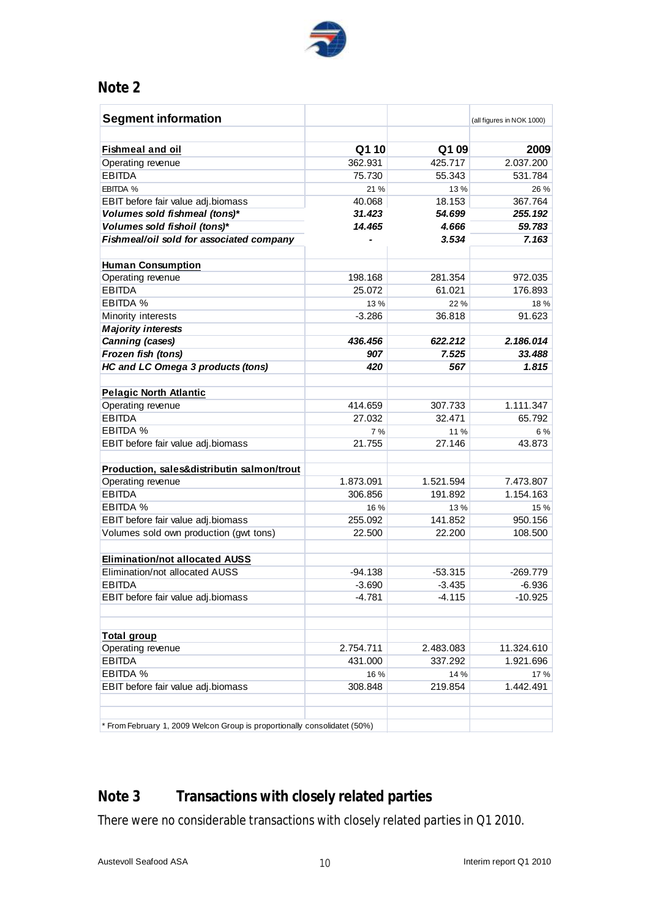## Note 2

| Segment information | | | (all figures in NOK 1000) |
|---|---|---|---|
| **Fishmeal and oil** | **Q1 10** | **Q1 09** | **2009** |
| Operating revenue | 362.931 | 425.717 | 2.037.200 |
| EBITDA | 75.730 | 55.343 | 531.784 |
| EBITDA % | 21 % | 13 % | 26 % |
| EBIT before fair value adj.biomass | 40.068 | 18.153 | 367.764 |
| ***Volumes sold fishmeal (tons)**** | ***31.423*** | ***54.699*** | ***255.192*** |
| ***Volumes sold fishoil (tons)**** | ***14.465*** | ***4.666*** | ***59.783*** |
| ***Fishmeal/oil sold for associated company*** | ***-*** | ***3.534*** | ***7.163*** |
| | | | |
| **Human Consumption** | | | |
| Operating revenue | 198.168 | 281.354 | 972.035 |
| EBITDA | 25.072 | 61.021 | 176.893 |
| EBITDA % | 13 % | 22 % | 18 % |
| Minority interests | -3.286 | 36.818 | 91.623 |
| ***Majority interests*** | | | |
| ***Canning (cases)*** | ***436.456*** | ***622.212*** | ***2.186.014*** |
| ***Frozen fish (tons)*** | ***907*** | ***7.525*** | ***33.488*** |
| ***HC and LC Omega 3 products (tons)*** | ***420*** | ***567*** | ***1.815*** |
| | | | |
| **Pelagic North Atlantic** | | | |
| Operating revenue | 414.659 | 307.733 | 1.111.347 |
| EBITDA | 27.032 | 32.471 | 65.792 |
| EBITDA % | 7 % | 11 % | 6 % |
| EBIT before fair value adj.biomass | 21.755 | 27.146 | 43.873 |
| | | | |
| **Production, sales&distributin salmon/trout** | | | |
| Operating revenue | 1.873.091 | 1.521.594 | 7.473.807 |
| EBITDA | 306.856 | 191.892 | 1.154.163 |
| EBITDA % | 16 % | 13 % | 15 % |
| EBIT before fair value adj.biomass | 255.092 | 141.852 | 950.156 |
| Volumes sold own production (gwt tons) | 22.500 | 22.200 | 108.500 |
| | | | |
| **Elimination/not allocated AUSS** | | | |
| Elimination/not allocated AUSS | -94.138 | -53.315 | -269.779 |
| EBITDA | -3.690 | -3.435 | -6.936 |
| EBIT before fair value adj.biomass | -4.781 | -4.115 | -10.925 |
| | | | |
| **Total group** | | | |
| Operating revenue | 2.754.711 | 2.483.083 | 11.324.610 |
| EBITDA | 431.000 | 337.292 | 1.921.696 |
| EBITDA % | 16 % | 14 % | 17 % |
| EBIT before fair value adj.biomass | 308.848 | 219.854 | 1.442.491 |

* From February 1, 2009 Welcon Group is proportionally consolidatet (50%)

## Note 3 Transactions with closely related parties

There were no considerable transactions with closely related parties in Q1 2010.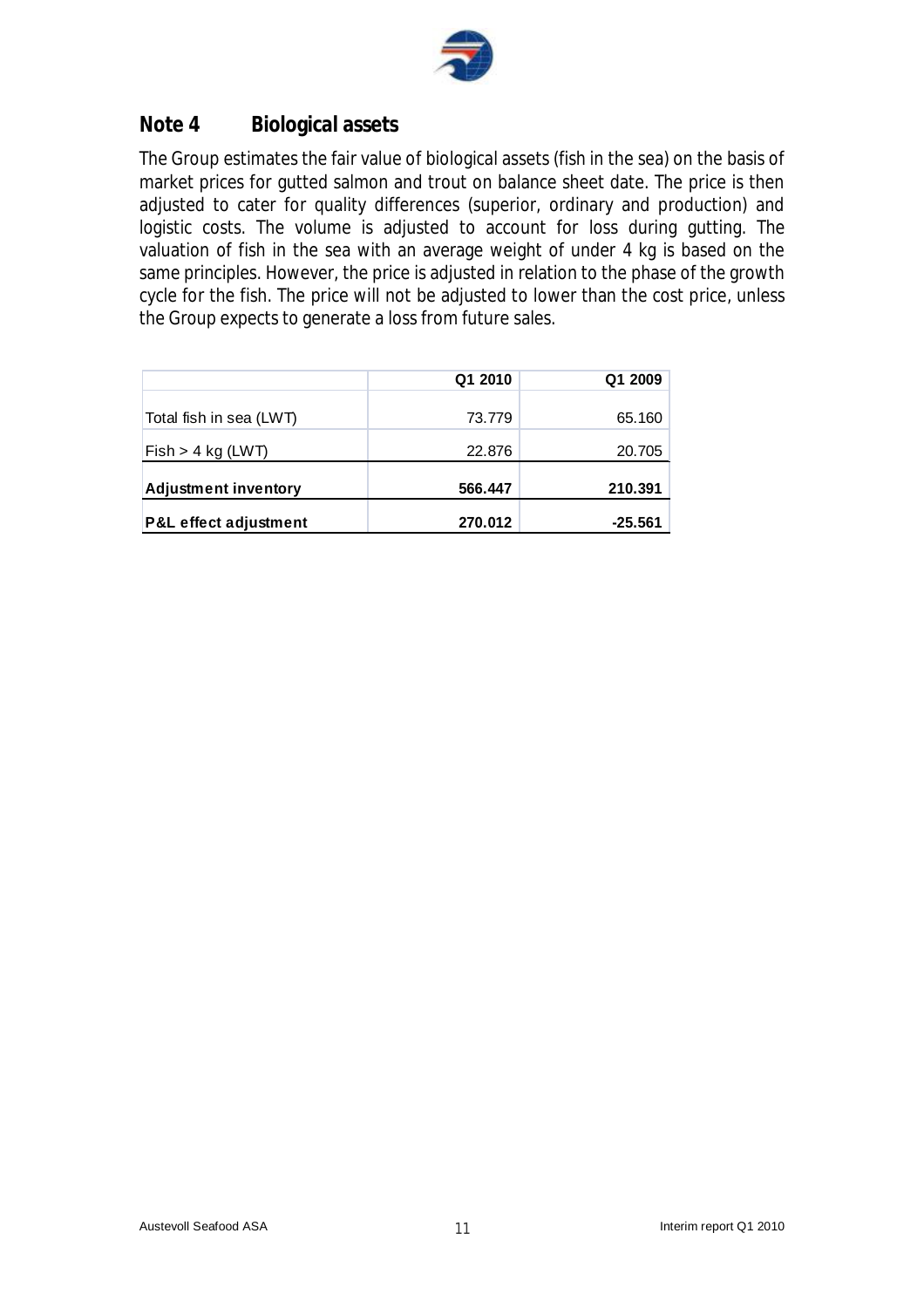## Note 4 Biological assets

The Group estimates the fair value of biological assets (fish in the sea) on the basis of market prices for gutted salmon and trout on balance sheet date. The price is then adjusted to cater for quality differences (superior, ordinary and production) and logistic costs. The volume is adjusted to account for loss during gutting. The valuation of fish in the sea with an average weight of under 4 kg is based on the same principles. However, the price is adjusted in relation to the phase of the growth cycle for the fish. The price will not be adjusted to lower than the cost price, unless the Group expects to generate a loss from future sales.

| | Q1 2010 | Q1 2009 |
|---|---|---|
| Total fish in sea (LWT) | 73.779 | 65.160 |
| Fish > 4 kg (LWT) | 22.876 | 20.705 |
| **Adjustment inventory** | **566.447** | **210.391** |
| **P&L effect adjustment** | **270.012** | **-25.561** |